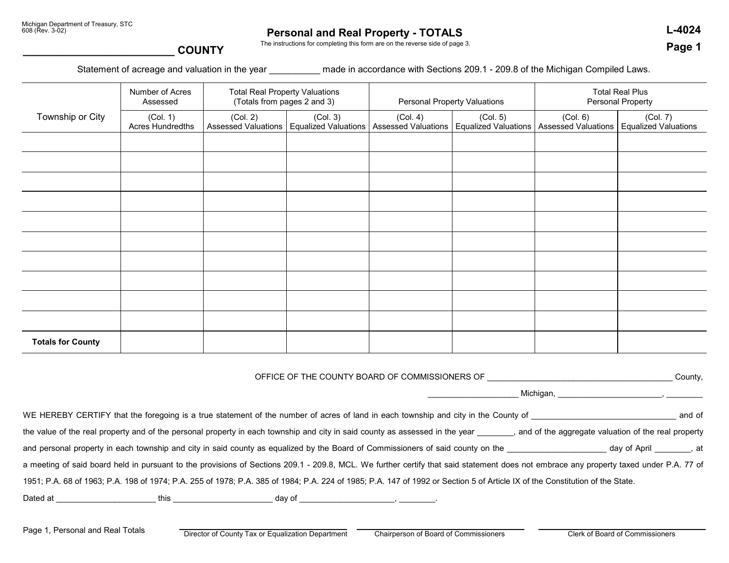Michigan Department of Treasury, STC
608 (Rev. 3-02)

# Personal and Real Property - TOTALS

The instructions for completing this form are on the reverse side of page 3.

**L-4024**
**Page 1**

__________________________ **COUNTY**

Statement of acreage and valuation in the year __________ made in accordance with Sections 209.1 - 209.8 of the Michigan Compiled Laws.

| Township or City | Number of Acres Assessed | Total Real Property Valuations (Totals from pages 2 and 3) | | Personal Property Valuations | | Total Real Plus Personal Property | |
|---|---|---|---|---|---|---|---|
| | (Col. 1) Acres Hundredths | (Col. 2) Assessed Valuations | (Col. 3) Equalized Valuations | (Col. 4) Assessed Valuations | (Col. 5) Equalized Valuations | (Col. 6) Assessed Valuations | (Col. 7) Equalized Valuations |
| | | | | | | | |
| | | | | | | | |
| | | | | | | | |
| | | | | | | | |
| | | | | | | | |
| | | | | | | | |
| | | | | | | | |
| | | | | | | | |
| | | | | | | | |
| | | | | | | | |
| **Totals for County** | | | | | | | |

OFFICE OF THE COUNTY BOARD OF COMMISSIONERS OF __________________________________________ County,

____________________ Michigan, _______________________, ________

WE HEREBY CERTIFY that the foregoing is a true statement of the number of acres of land in each township and city in the County of ________________________________ and of the value of the real property and of the personal property in each township and city in said county as assessed in the year ________, and of the aggregate valuation of the real property and personal property in each township and city in said county as equalized by the Board of Commissioners of said county on the ______________________ day of April ________, at a meeting of said board held in pursuant to the provisions of Sections 209.1 - 209.8, MCL. We further certify that said statement does not embrace any property taxed under P.A. 77 of 1951; P.A. 68 of 1963; P.A. 198 of 1974; P.A. 255 of 1978; P.A. 385 of 1984; P.A. 224 of 1985; P.A. 147 of 1992 or Section 5 of Article IX of the Constitution of the State.

Dated at ______________________ this ______________________ day of _____________________, ________.

Page 1, Personal and Real Totals

_______________________________
Director of County Tax or Equalization Department

_______________________________
Chairperson of Board of Commissioners

_______________________________
Clerk of Board of Commissioners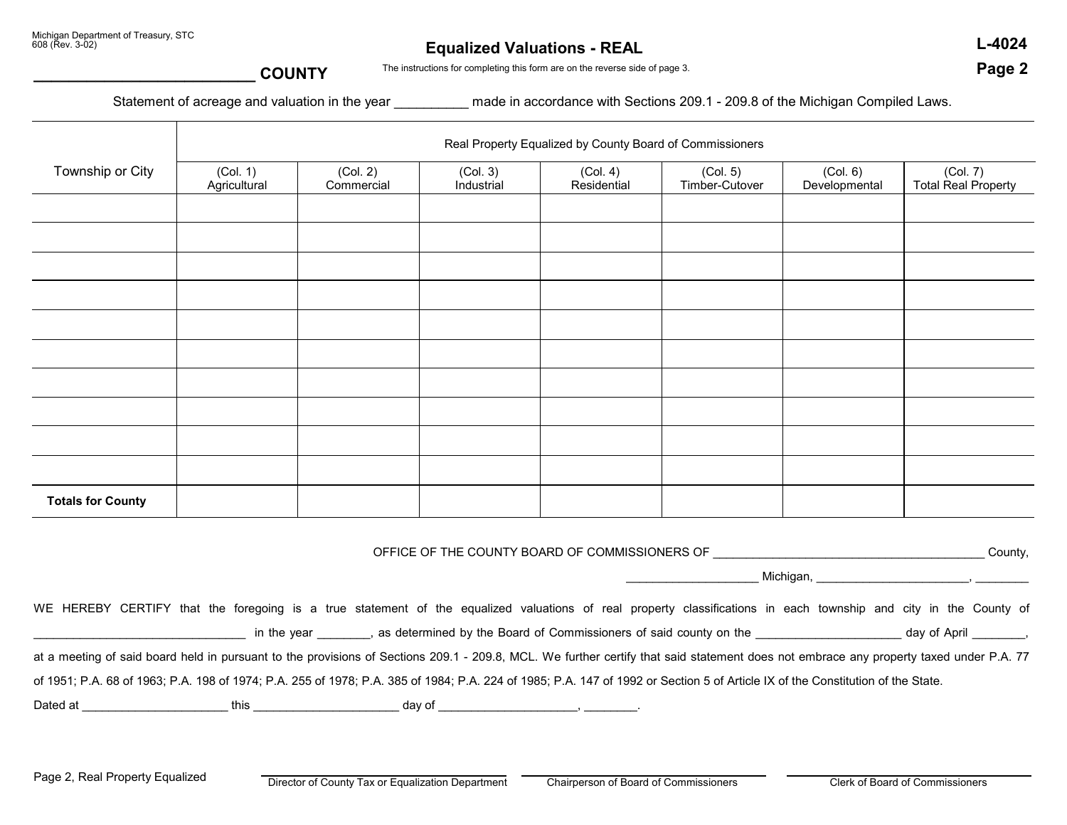Michigan Department of Treasury, STC
608 (Rev. 3-02)

# Equalized Valuations - REAL

**L-4024**
**Page 2**

__________________________ **COUNTY**

The instructions for completing this form are on the reverse side of page 3.

Statement of acreage and valuation in the year __________ made in accordance with Sections 209.1 - 209.8 of the Michigan Compiled Laws.

| Township or City | Real Property Equalized by County Board of Commissioners | | | | | | |
|---|---|---|---|---|---|---|---|
| | (Col. 1) Agricultural | (Col. 2) Commercial | (Col. 3) Industrial | (Col. 4) Residential | (Col. 5) Timber-Cutover | (Col. 6) Developmental | (Col. 7) Total Real Property |
| | | | | | | | |
| | | | | | | | |
| | | | | | | | |
| | | | | | | | |
| | | | | | | | |
| | | | | | | | |
| | | | | | | | |
| | | | | | | | |
| | | | | | | | |
| | | | | | | | |
| **Totals for County** | | | | | | | |

OFFICE OF THE COUNTY BOARD OF COMMISSIONERS OF _________________________________________ County,

____________________ Michigan, _______________________, ________

WE HEREBY CERTIFY that the foregoing is a true statement of the equalized valuations of real property classifications in each township and city in the County of ________________________________ in the year ________, as determined by the Board of Commissioners of said county on the ______________________ day of April ________, at a meeting of said board held in pursuant to the provisions of Sections 209.1 - 209.8, MCL. We further certify that said statement does not embrace any property taxed under P.A. 77 of 1951; P.A. 68 of 1963; P.A. 198 of 1974; P.A. 255 of 1978; P.A. 385 of 1984; P.A. 224 of 1985; P.A. 147 of 1992 or Section 5 of Article IX of the Constitution of the State.

Dated at ______________________ this ______________________ day of _____________________, ________.

Page 2, Real Property Equalized

______________________________
Director of County Tax or Equalization Department

______________________________
Chairperson of Board of Commissioners

______________________________
Clerk of Board of Commissioners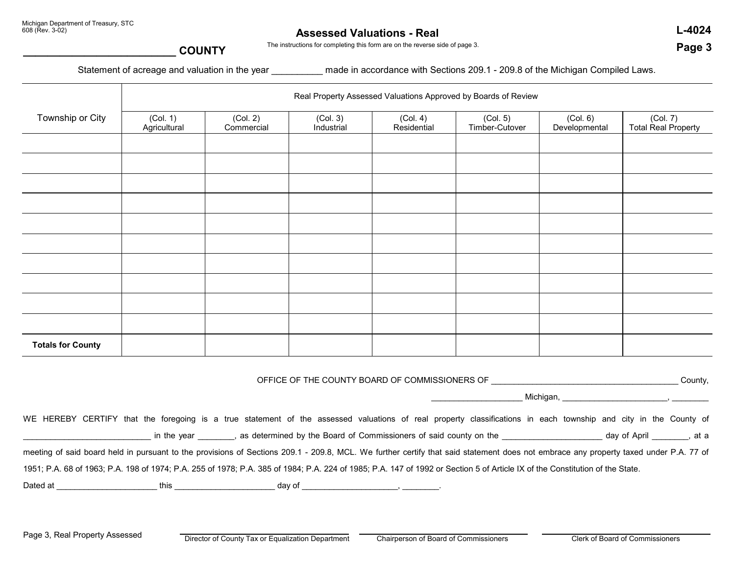Michigan Department of Treasury, STC
608 (Rev. 3-02)

# Assessed Valuations - Real

**L-4024**
**Page 3**

The instructions for completing this form are on the reverse side of page 3.

**_________________________ COUNTY**

Statement of acreage and valuation in the year __________ made in accordance with Sections 209.1 - 209.8 of the Michigan Compiled Laws.

| Township or City | Real Property Assessed Valuations Approved by Boards of Review | | | | | | |
|---|---|---|---|---|---|---|---|
| | (Col. 1) Agricultural | (Col. 2) Commercial | (Col. 3) Industrial | (Col. 4) Residential | (Col. 5) Timber-Cutover | (Col. 6) Developmental | (Col. 7) Total Real Property |
| | | | | | | | |
| | | | | | | | |
| | | | | | | | |
| | | | | | | | |
| | | | | | | | |
| | | | | | | | |
| | | | | | | | |
| | | | | | | | |
| | | | | | | | |
| | | | | | | | |
| **Totals for County** | | | | | | | |

OFFICE OF THE COUNTY BOARD OF COMMISSIONERS OF ________________________________________ County,

____________________ Michigan, _______________________, ________

WE HEREBY CERTIFY that the foregoing is a true statement of the assessed valuations of real property classifications in each township and city in the County of ____________________________ in the year ________, as determined by the Board of Commissioners of said county on the ______________________ day of April ________, at a meeting of said board held in pursuant to the provisions of Sections 209.1 - 209.8, MCL. We further certify that said statement does not embrace any property taxed under P.A. 77 of 1951; P.A. 68 of 1963; P.A. 198 of 1974; P.A. 255 of 1978; P.A. 385 of 1984; P.A. 224 of 1985; P.A. 147 of 1992 or Section 5 of Article IX of the Constitution of the State.

Dated at ______________________ this ______________________ day of _____________________, ________.

Page 3, Real Property Assessed

______________________________
Director of County Tax or Equalization Department

______________________________
Chairperson of Board of Commissioners

______________________________
Clerk of Board of Commissioners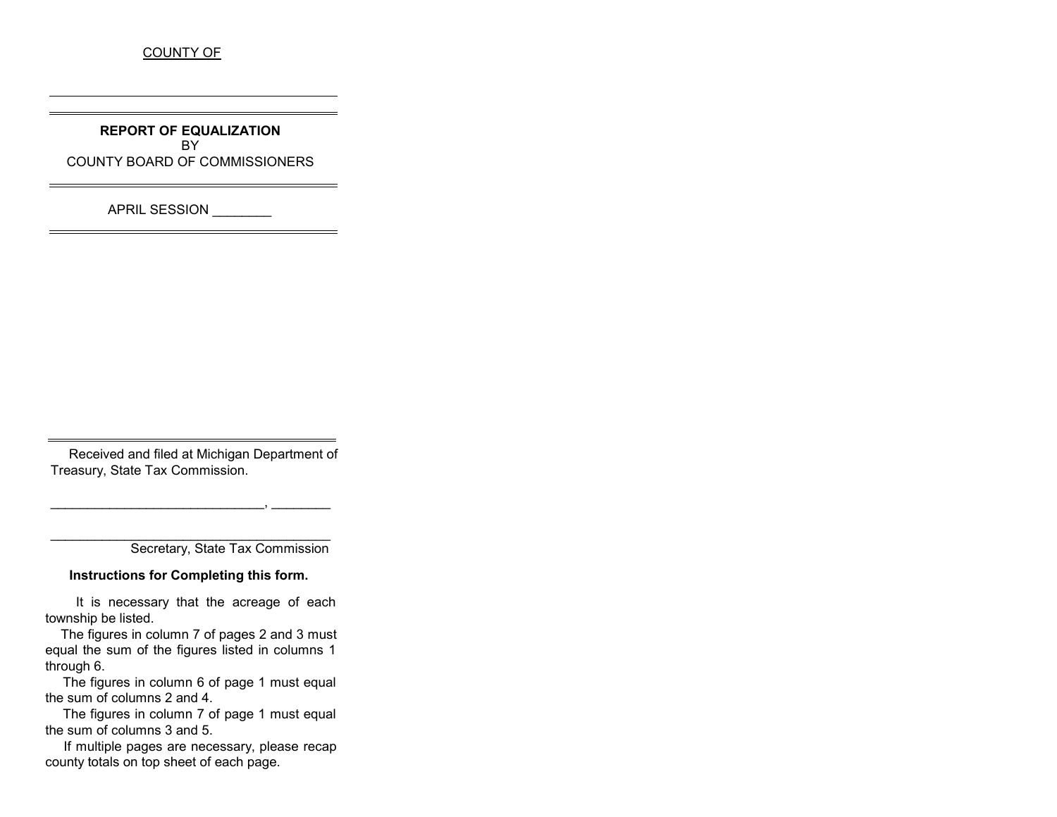COUNTY OF

---

## REPORT OF EQUALIZATION

BY

COUNTY BOARD OF COMMISSIONERS

---

APRIL SESSION ________

---

Received and filed at Michigan Department of Treasury, State Tax Commission.

______________________________, ________

________________________________________

Secretary, State Tax Commission

**Instructions for Completing this form.**

It is necessary that the acreage of each township be listed.

The figures in column 7 of pages 2 and 3 must equal the sum of the figures listed in columns 1 through 6.

The figures in column 6 of page 1 must equal the sum of columns 2 and 4.

The figures in column 7 of page 1 must equal the sum of columns 3 and 5.

If multiple pages are necessary, please recap county totals on top sheet of each page.